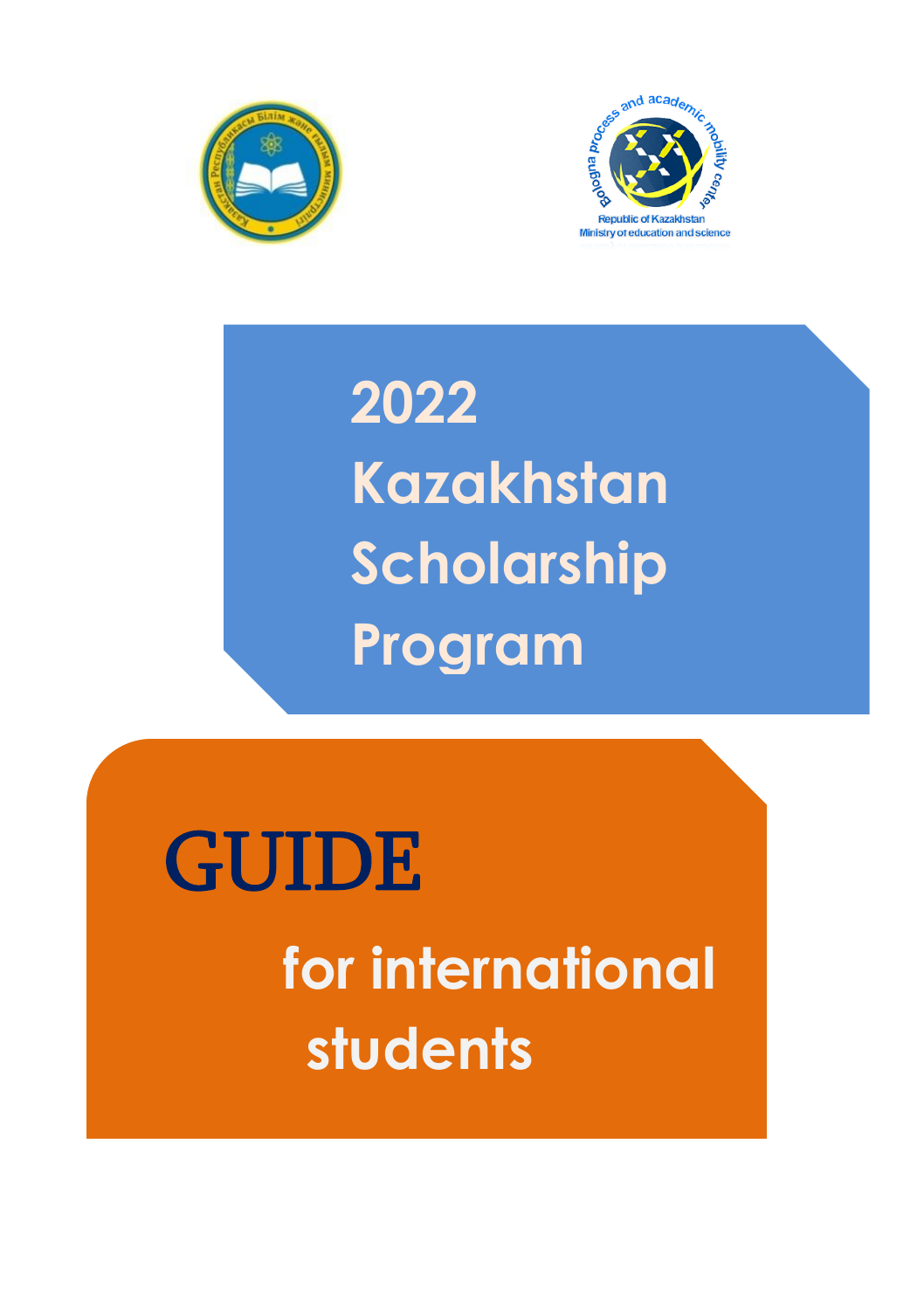# 2022 Kazakhstan Scholarship Program

# GUIDE

## for international students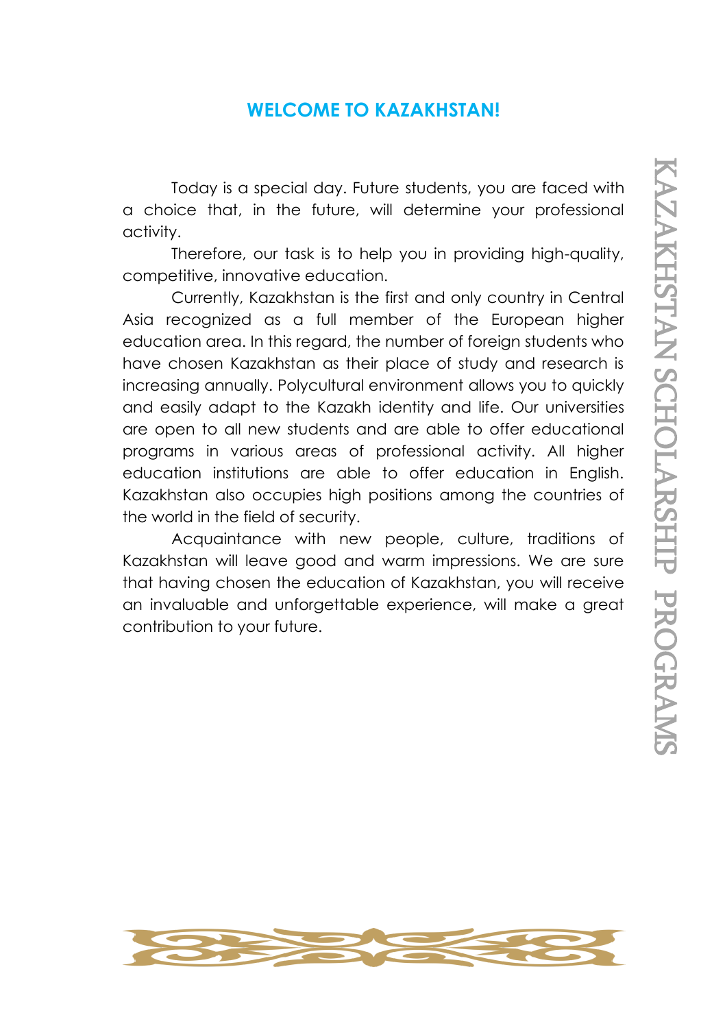## WELCOME TO KAZAKHSTAN!

Today is a special day. Future students, you are faced with a choice that, in the future, will determine your professional activity.

Therefore, our task is to help you in providing high-quality, competitive, innovative education.

Currently, Kazakhstan is the first and only country in Central Asia recognized as a full member of the European higher education area. In this regard, the number of foreign students who have chosen Kazakhstan as their place of study and research is increasing annually. Polycultural environment allows you to quickly and easily adapt to the Kazakh identity and life. Our universities are open to all new students and are able to offer educational programs in various areas of professional activity. All higher education institutions are able to offer education in English. Kazakhstan also occupies high positions among the countries of the world in the field of security.

Acquaintance with new people, culture, traditions of Kazakhstan will leave good and warm impressions. We are sure that having chosen the education of Kazakhstan, you will receive an invaluable and unforgettable experience, will make a great contribution to your future.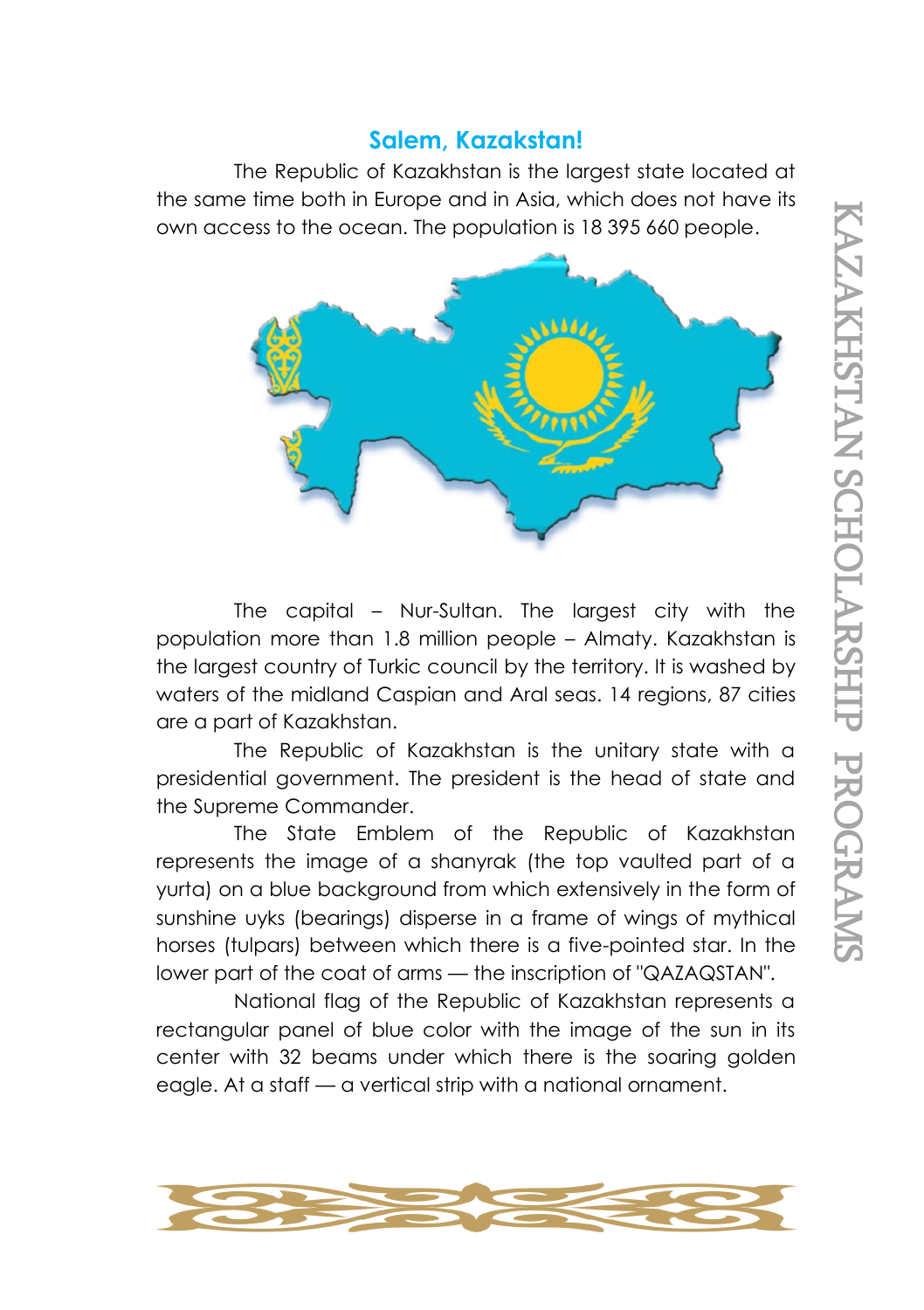## Salem, Kazakstan!

The Republic of Kazakhstan is the largest state located at the same time both in Europe and in Asia, which does not have its own access to the ocean. The population is 18 395 660 people.

The capital – Nur-Sultan. The largest city with the population more than 1.8 million people – Almaty. Kazakhstan is the largest country of Turkic council by the territory. It is washed by waters of the midland Caspian and Aral seas. 14 regions, 87 cities are a part of Kazakhstan.

The Republic of Kazakhstan is the unitary state with a presidential government. The president is the head of state and the Supreme Commander.

The State Emblem of the Republic of Kazakhstan represents the image of a shanyrak (the top vaulted part of a yurta) on a blue background from which extensively in the form of sunshine uyks (bearings) disperse in a frame of wings of mythical horses (tulpars) between which there is a five-pointed star. In the lower part of the coat of arms — the inscription of "QAZAQSTAN".

National flag of the Republic of Kazakhstan represents a rectangular panel of blue color with the image of the sun in its center with 32 beams under which there is the soaring golden eagle. At a staff — a vertical strip with a national ornament.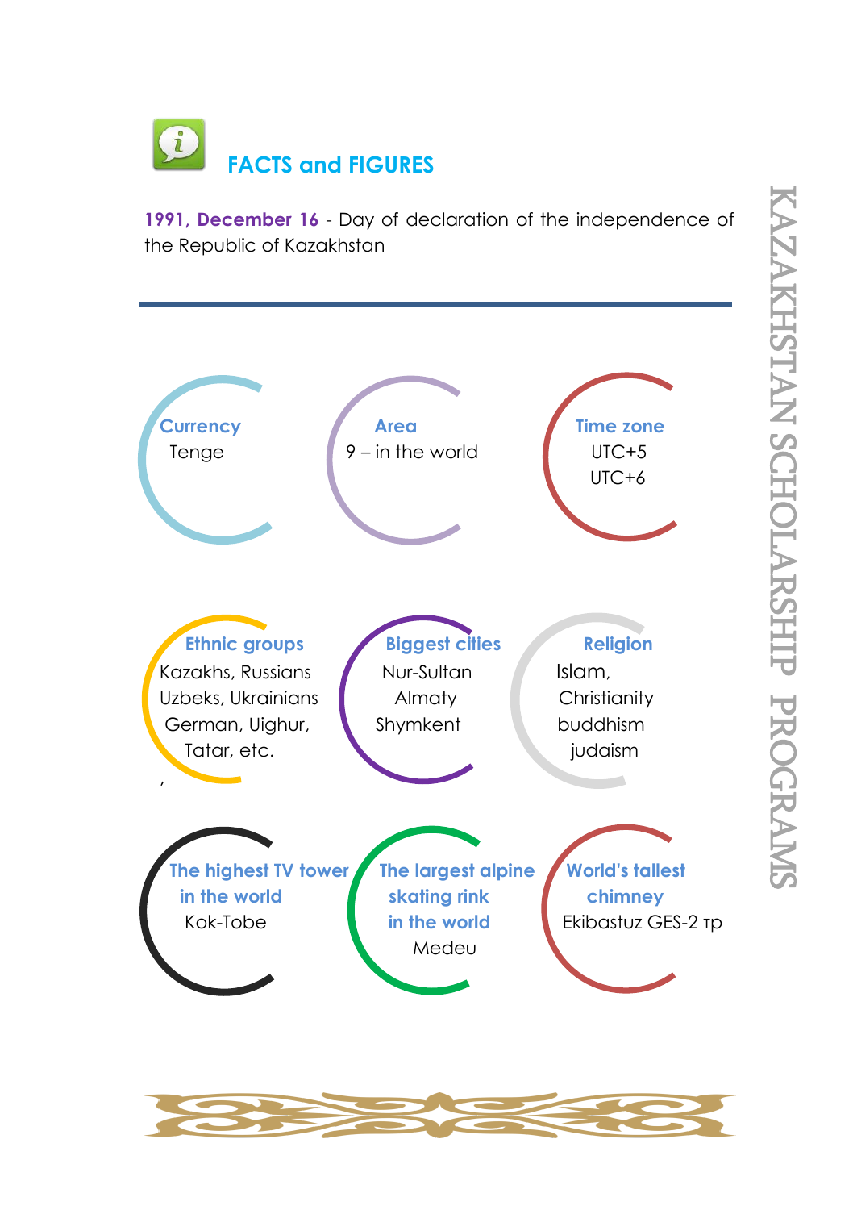## FACTS and FIGURES

**1991, December 16** - Day of declaration of the independence of the Republic of Kazakhstan

---

**Currency**
Tenge

**Area**
9 – in the world

**Time zone**
UTC+5
UTC+6

**Ethnic groups**
Kazakhs, Russians
Uzbeks, Ukrainians
German, Uighur,
Tatar, etc.

**Biggest cities**
Nur-Sultan
Almaty
Shymkent

**Religion**
Islam,
Christianity
buddhism
judaism

**The highest TV tower in the world**
Kok-Tobe

**The largest alpine skating rink in the world**
Medeu

**World's tallest chimney**
Ekibastuz GES-2 тр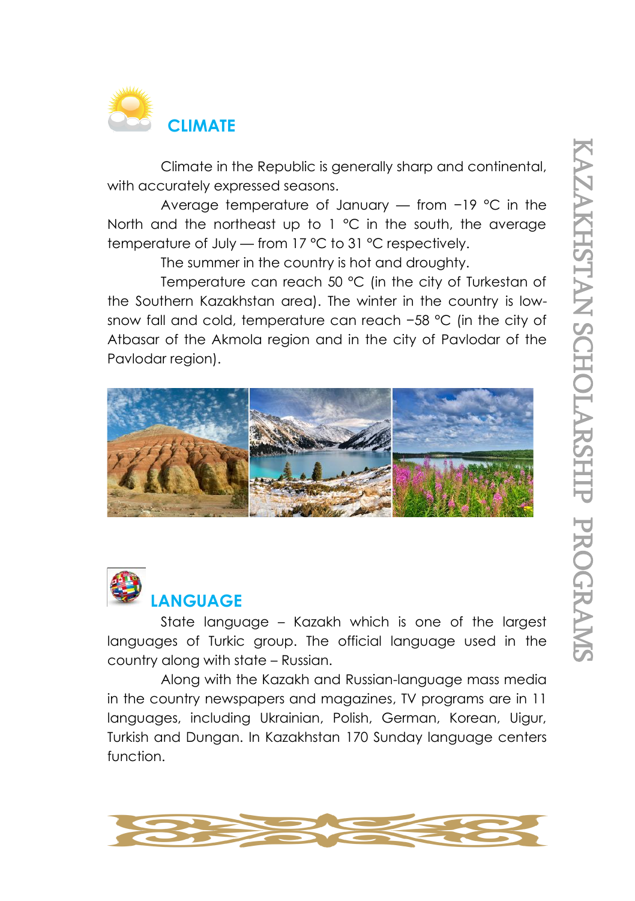## CLIMATE

Climate in the Republic is generally sharp and continental, with accurately expressed seasons.

Average temperature of January — from −19 °C in the North and the northeast up to 1 °C in the south, the average temperature of July — from 17 °C to 31 °C respectively.

The summer in the country is hot and droughty.

Temperature can reach 50 °C (in the city of Turkestan of the Southern Kazakhstan area). The winter in the country is low-snow fall and cold, temperature can reach −58 °C (in the city of Atbasar of the Akmola region and in the city of Pavlodar of the Pavlodar region).

## LANGUAGE

State language – Kazakh which is one of the largest languages of Turkic group. The official language used in the country along with state – Russian.

Along with the Kazakh and Russian-language mass media in the country newspapers and magazines, TV programs are in 11 languages, including Ukrainian, Polish, German, Korean, Uigur, Turkish and Dungan. In Kazakhstan 170 Sunday language centers function.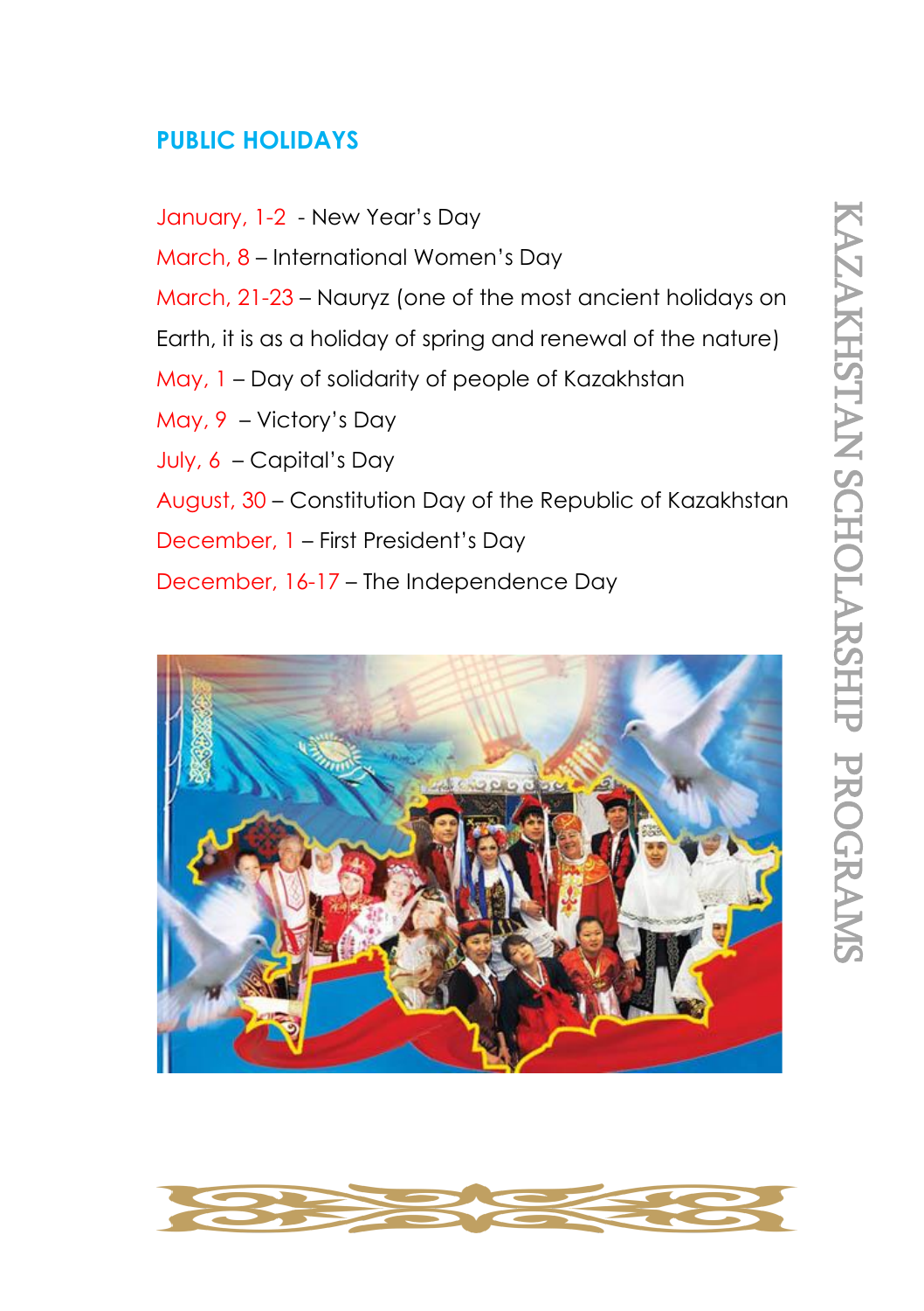## PUBLIC HOLIDAYS

January, 1-2 - New Year's Day

March, 8 – International Women's Day

March, 21-23 – Nauryz (one of the most ancient holidays on Earth, it is as a holiday of spring and renewal of the nature)

May, 1 – Day of solidarity of people of Kazakhstan

May, 9 – Victory's Day

July, 6 – Capital's Day

August, 30 – Constitution Day of the Republic of Kazakhstan

December, 1 – First President's Day

December, 16-17 – The Independence Day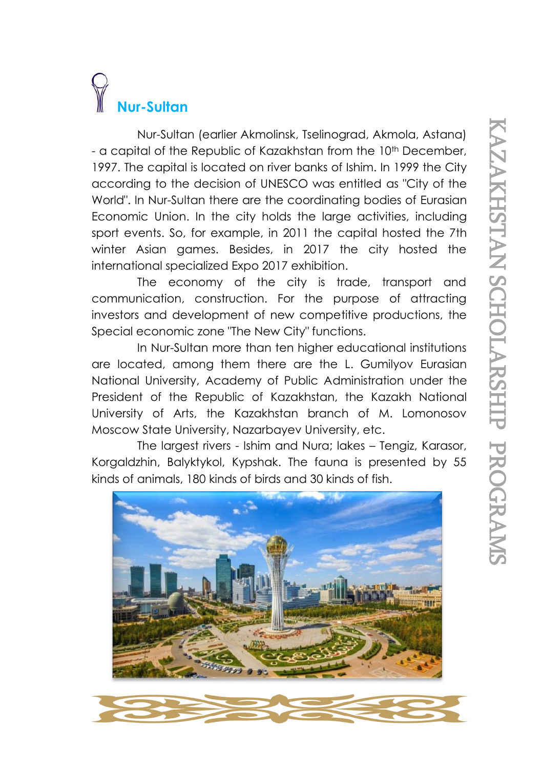## Nur-Sultan

Nur-Sultan (earlier Akmolinsk, Tselinograd, Akmola, Astana) - a capital of the Republic of Kazakhstan from the 10th December, 1997. The capital is located on river banks of Ishim. In 1999 the City according to the decision of UNESCO was entitled as "City of the World". In Nur-Sultan there are the coordinating bodies of Eurasian Economic Union. In the city holds the large activities, including sport events. So, for example, in 2011 the capital hosted the 7th winter Asian games. Besides, in 2017 the city hosted the international specialized Expo 2017 exhibition.

The economy of the city is trade, transport and communication, construction. For the purpose of attracting investors and development of new competitive productions, the Special economic zone "The New City" functions.

In Nur-Sultan more than ten higher educational institutions are located, among them there are the L. Gumilyov Eurasian National University, Academy of Public Administration under the President of the Republic of Kazakhstan, the Kazakh National University of Arts, the Kazakhstan branch of M. Lomonosov Moscow State University, Nazarbayev University, etc.

The largest rivers - Ishim and Nura; lakes – Tengiz, Karasor, Korgaldzhin, Balyktykol, Kypshak. The fauna is presented by 55 kinds of animals, 180 kinds of birds and 30 kinds of fish.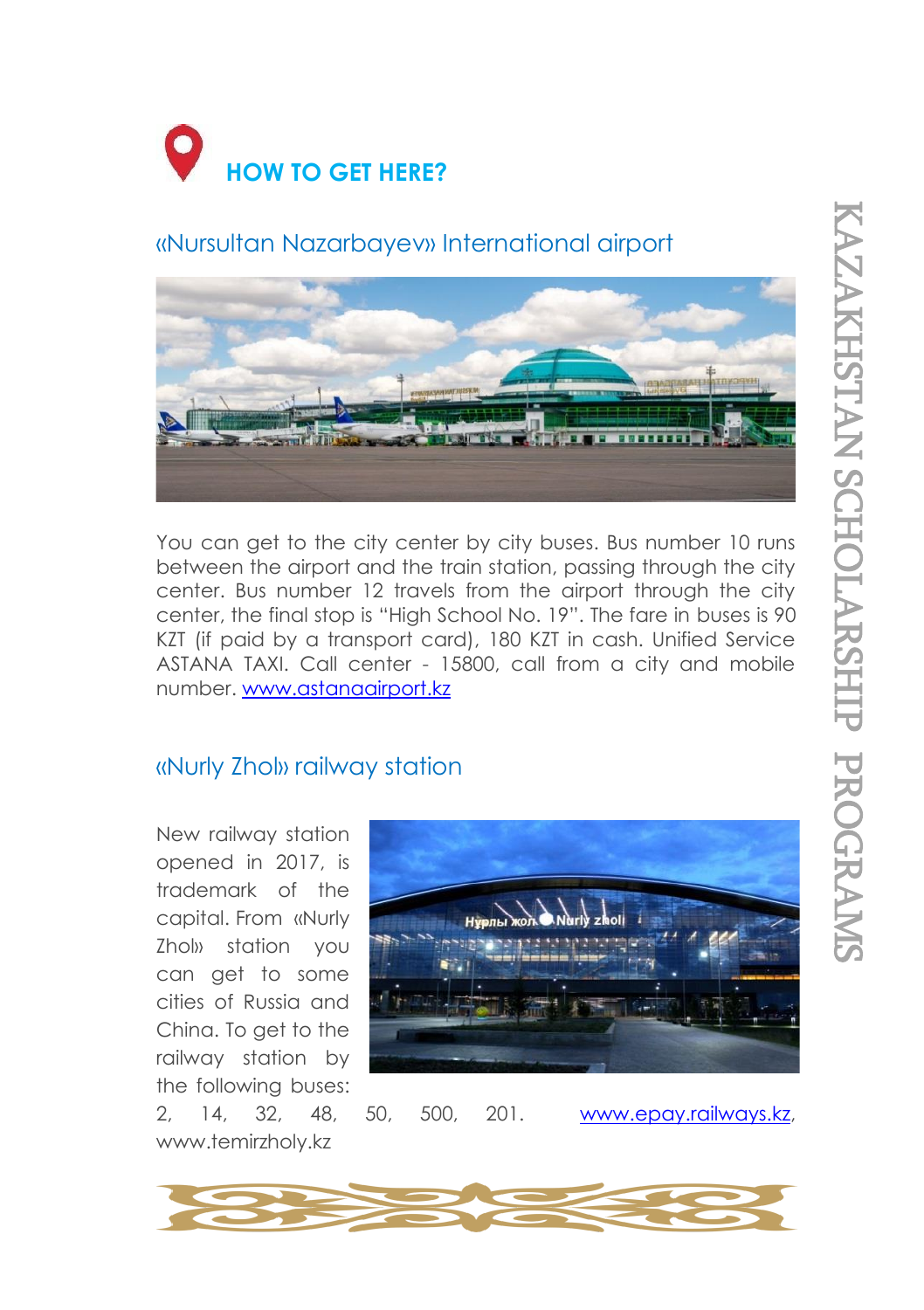## HOW TO GET HERE?

### «Nursultan Nazarbayev» International airport

You can get to the city center by city buses. Bus number 10 runs between the airport and the train station, passing through the city center. Bus number 12 travels from the airport through the city center, the final stop is "High School No. 19". The fare in buses is 90 KZT (if paid by a transport card), 180 KZT in cash. Unified Service ASTANA TAXI. Call center - 15800, call from a city and mobile number. www.astanaairport.kz

### «Nurly Zhol» railway station

New railway station opened in 2017, is trademark of the capital. From «Nurly Zhol» station you can get to some cities of Russia and China. To get to the railway station by the following buses: 2, 14, 32, 48, 50, 500, 201. www.epay.railways.kz, www.temirzholy.kz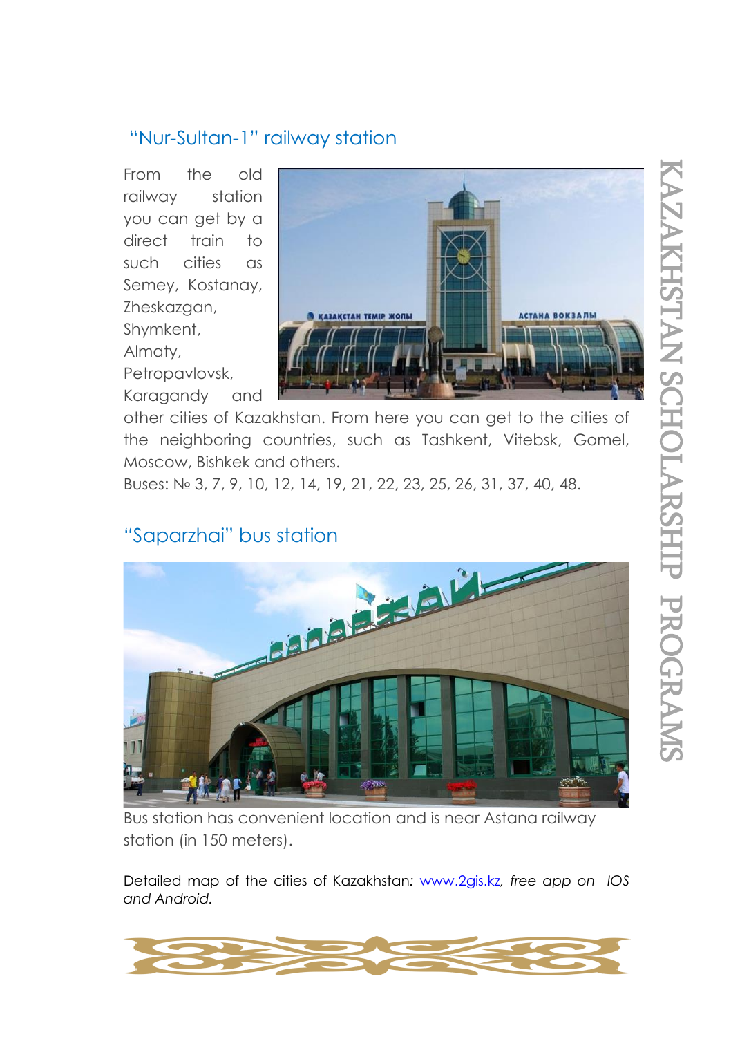## "Nur-Sultan-1" railway station

From the old railway station you can get by a direct train to such cities as Semey, Kostanay, Zheskazgan, Shymkent, Almaty, Petropavlovsk, Karagandy and other cities of Kazakhstan. From here you can get to the cities of the neighboring countries, such as Tashkent, Vitebsk, Gomel, Moscow, Bishkek and others.

Buses: № 3, 7, 9, 10, 12, 14, 19, 21, 22, 23, 25, 26, 31, 37, 40, 48.

## "Saparzhai" bus station

Bus station has convenient location and is near Astana railway station (in 150 meters).

Detailed map of the cities of Kazakhstan: www.2gis.kz, *free app on IOS and Android.*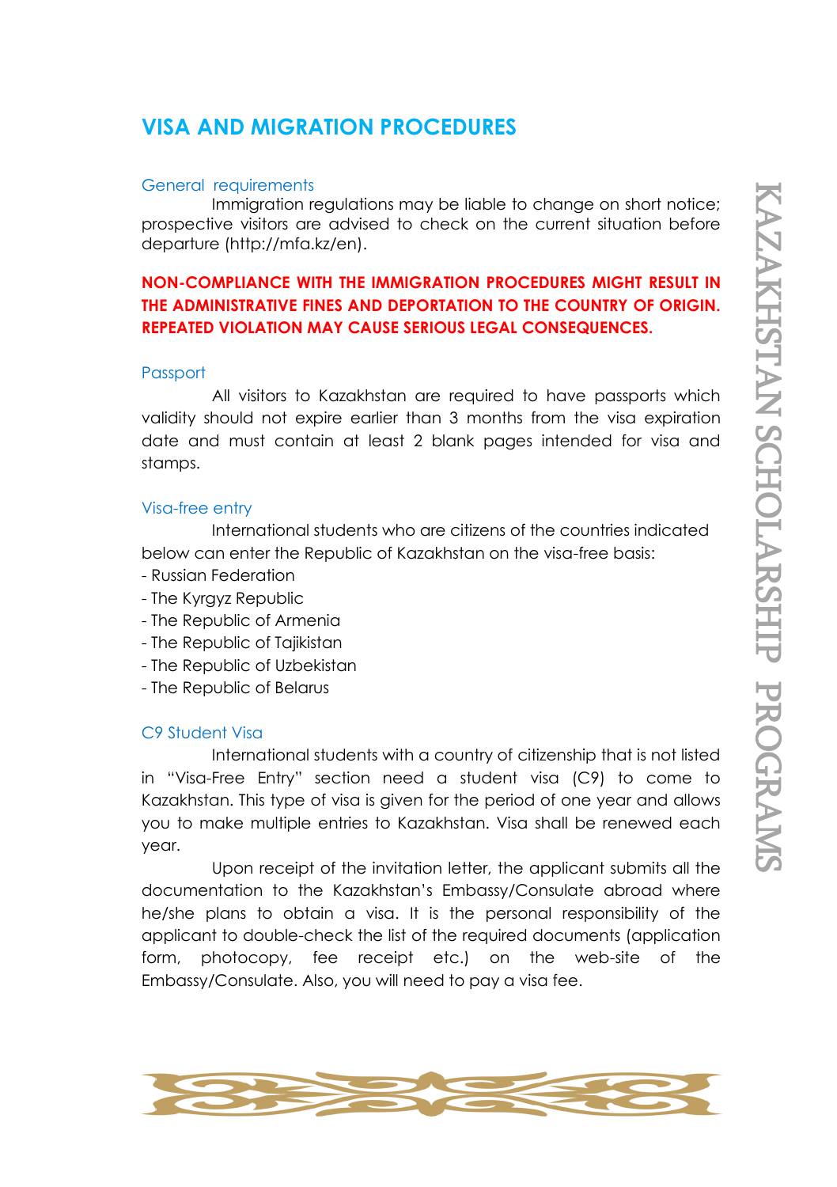# VISA AND MIGRATION PROCEDURES

### General requirements

Immigration regulations may be liable to change on short notice; prospective visitors are advised to check on the current situation before departure (http://mfa.kz/en).

**NON-COMPLIANCE WITH THE IMMIGRATION PROCEDURES MIGHT RESULT IN THE ADMINISTRATIVE FINES AND DEPORTATION TO THE COUNTRY OF ORIGIN. REPEATED VIOLATION MAY CAUSE SERIOUS LEGAL CONSEQUENCES.**

### Passport

All visitors to Kazakhstan are required to have passports which validity should not expire earlier than 3 months from the visa expiration date and must contain at least 2 blank pages intended for visa and stamps.

### Visa-free entry

International students who are citizens of the countries indicated below can enter the Republic of Kazakhstan on the visa-free basis:

- Russian Federation
- The Kyrgyz Republic
- The Republic of Armenia
- The Republic of Tajikistan
- The Republic of Uzbekistan
- The Republic of Belarus

### C9 Student Visa

International students with a country of citizenship that is not listed in "Visa-Free Entry" section need a student visa (C9) to come to Kazakhstan. This type of visa is given for the period of one year and allows you to make multiple entries to Kazakhstan. Visa shall be renewed each year.

Upon receipt of the invitation letter, the applicant submits all the documentation to the Kazakhstan's Embassy/Consulate abroad where he/she plans to obtain a visa. It is the personal responsibility of the applicant to double-check the list of the required documents (application form, photocopy, fee receipt etc.) on the web-site of the Embassy/Consulate. Also, you will need to pay a visa fee.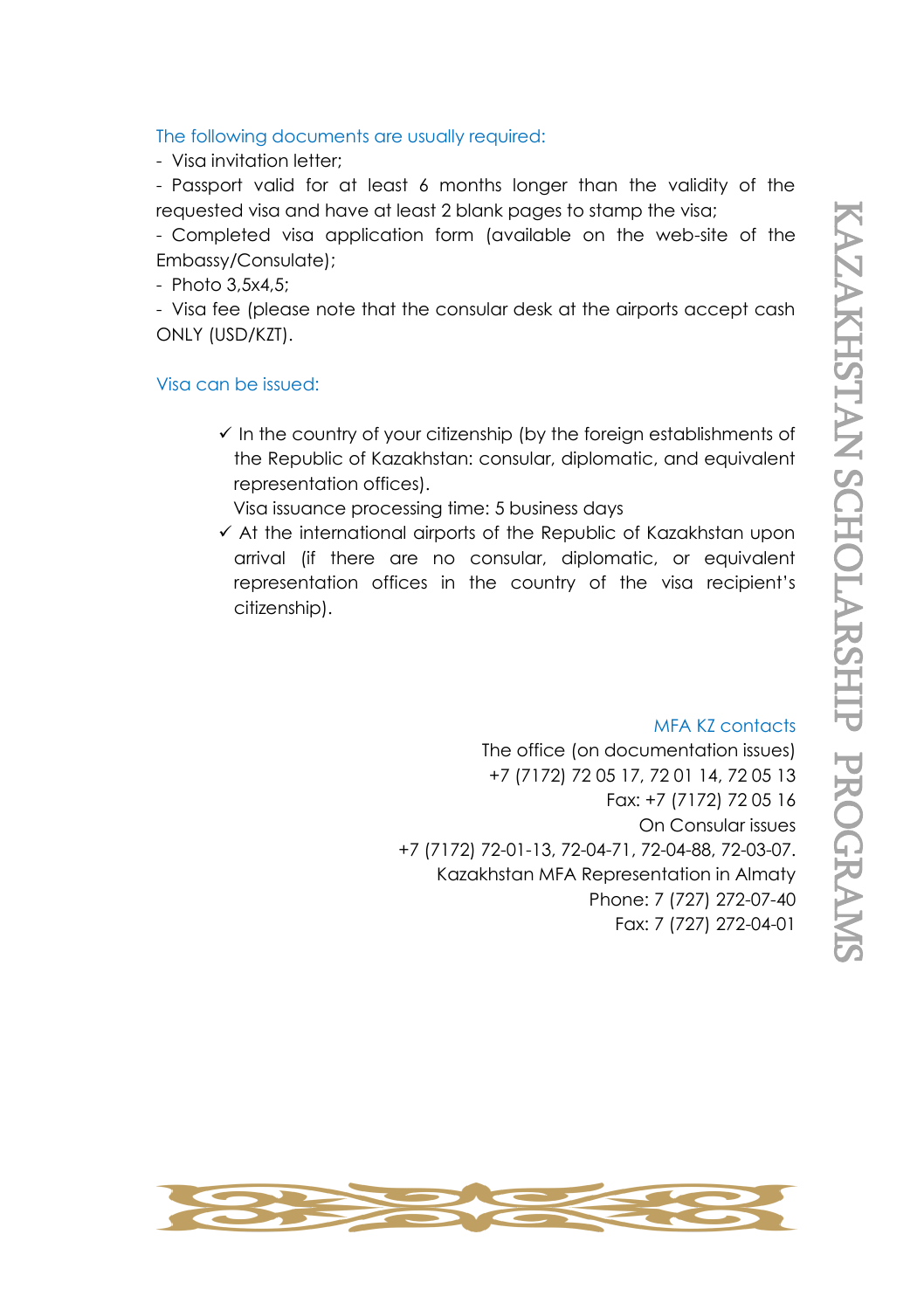### The following documents are usually required:

- Visa invitation letter;
- Passport valid for at least 6 months longer than the validity of the requested visa and have at least 2 blank pages to stamp the visa;
- Completed visa application form (available on the web-site of the Embassy/Consulate);
- Photo 3,5x4,5;
- Visa fee (please note that the consular desk at the airports accept cash ONLY (USD/KZT).

### Visa can be issued:

- ✓ In the country of your citizenship (by the foreign establishments of the Republic of Kazakhstan: consular, diplomatic, and equivalent representation offices).
  Visa issuance processing time: 5 business days
- ✓ At the international airports of the Republic of Kazakhstan upon arrival (if there are no consular, diplomatic, or equivalent representation offices in the country of the visa recipient's citizenship).

### MFA KZ contacts

The office (on documentation issues)
+7 (7172) 72 05 17, 72 01 14, 72 05 13
Fax: +7 (7172) 72 05 16
On Consular issues
+7 (7172) 72-01-13, 72-04-71, 72-04-88, 72-03-07.
Kazakhstan MFA Representation in Almaty
Phone: 7 (727) 272-07-40
Fax: 7 (727) 272-04-01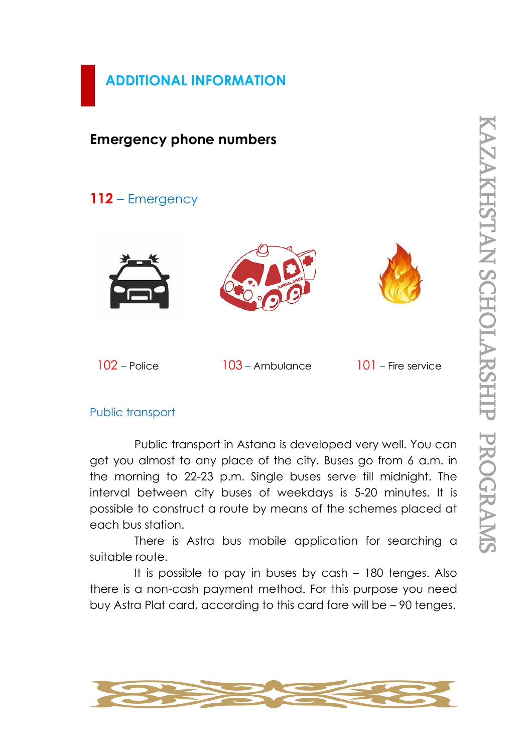# ADDITIONAL INFORMATION

## Emergency phone numbers

**112** – Emergency

102 – Police

103 – Ambulance

101 – Fire service

### Public transport

Public transport in Astana is developed very well. You can get you almost to any place of the city. Buses go from 6 a.m. in the morning to 22-23 p.m. Single buses serve till midnight. The interval between city buses of weekdays is 5-20 minutes. It is possible to construct a route by means of the schemes placed at each bus station.

There is Astra bus mobile application for searching a suitable route.

It is possible to pay in buses by cash – 180 tenges. Also there is a non-cash payment method. For this purpose you need buy Astra Plat card, according to this card fare will be – 90 tenges.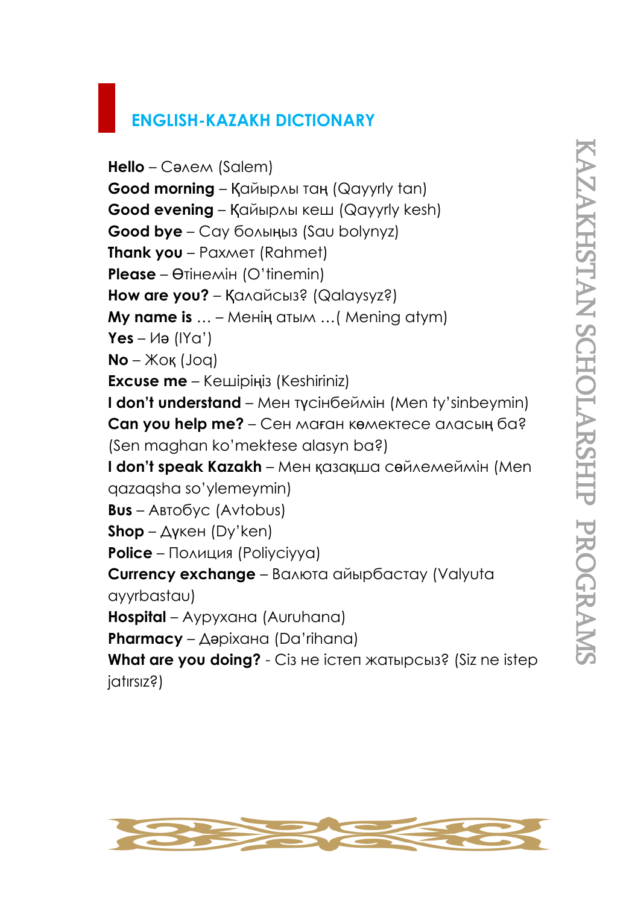## ENGLISH-KAZAKH DICTIONARY

**Hello** – Сәлем (Salem)
**Good morning** – Қайырлы таң (Qayyrly tan)
**Good evening** – Қайырлы кеш (Qayyrly kesh)
**Good bye** – Сау болыңыз (Sau bolynyz)
**Thank you** – Рахмет (Rahmet)
**Please** – Өтінемін (O'tinemin)
**How are you?** – Қалайсыз? (Qalaysyz?)
**My name is** … – Менің атым …( Mening atym)
**Yes** – Иә (IYa')
**No** – Жоқ (Joq)
**Excuse me** – Кешіріңіз (Keshiriniz)
**I don't understand** – Мен түсінбеймін (Men ty'sinbeymin)
**Can you help me?** – Сен маған көмектесе аласың ба? (Sen maghan ko'mektese alasyn ba?)
**I don't speak Kazakh** – Мен қазақша сөйлемеймін (Men qazaqsha so'ylemeymin)
**Bus** – Автобус (Avtobus)
**Shop** – Дүкен (Dy'ken)
**Police** – Полиция (Poliyciyya)
**Currency exchange** – Валюта айырбастау (Valyuta ayyrbastau)
**Hospital** – Аурухана (Auruhana)
**Pharmacy** – Дәріхана (Da'rihana)
**What are you doing?** - Сіз не істеп жатырсыз? (Siz ne istep jatırsız?)